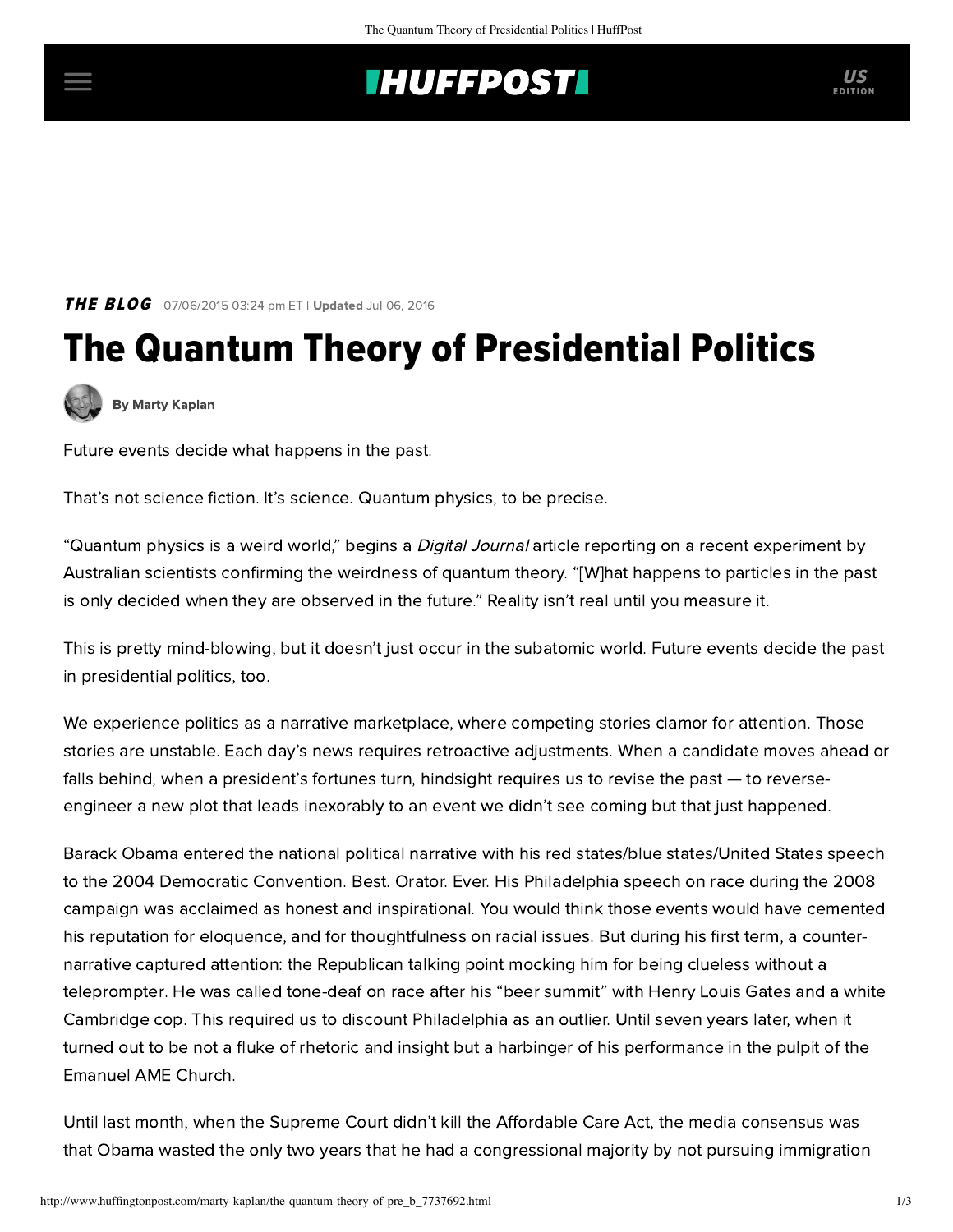THE BLOG 07/06/2015 03:24 pm ET | **Updated** Jul 06, 2016

# The Quantum Theory of Presidential Politics

**By Marty Kaplan**

Future events decide what happens in the past.

That's not science fiction. It's science. Quantum physics, to be precise.

"Quantum physics is a weird world," begins a *Digital Journal* article reporting on a recent experiment by Australian scientists confirming the weirdness of quantum theory. "[W]hat happens to particles in the past is only decided when they are observed in the future." Reality isn't real until you measure it.

This is pretty mind-blowing, but it doesn't just occur in the subatomic world. Future events decide the past in presidential politics, too.

We experience politics as a narrative marketplace, where competing stories clamor for attention. Those stories are unstable. Each day's news requires retroactive adjustments. When a candidate moves ahead or falls behind, when a president's fortunes turn, hindsight requires us to revise the past — to reverse-engineer a new plot that leads inexorably to an event we didn't see coming but that just happened.

Barack Obama entered the national political narrative with his red states/blue states/United States speech to the 2004 Democratic Convention. Best. Orator. Ever. His Philadelphia speech on race during the 2008 campaign was acclaimed as honest and inspirational. You would think those events would have cemented his reputation for eloquence, and for thoughtfulness on racial issues. But during his first term, a counter-narrative captured attention: the Republican talking point mocking him for being clueless without a teleprompter. He was called tone-deaf on race after his "beer summit" with Henry Louis Gates and a white Cambridge cop. This required us to discount Philadelphia as an outlier. Until seven years later, when it turned out to be not a fluke of rhetoric and insight but a harbinger of his performance in the pulpit of the Emanuel AME Church.

Until last month, when the Supreme Court didn't kill the Affordable Care Act, the media consensus was that Obama wasted the only two years that he had a congressional majority by not pursuing immigration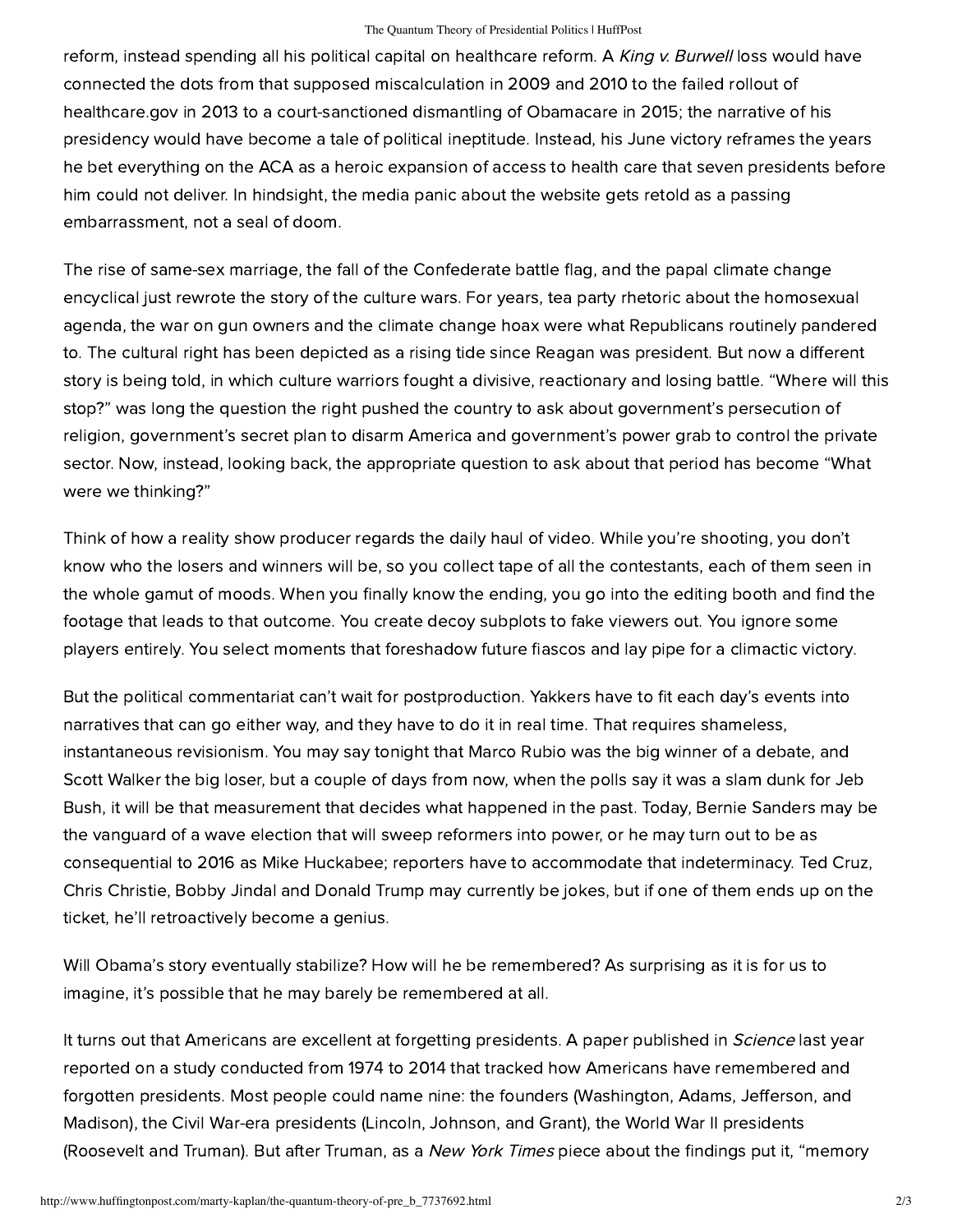reform, instead spending all his political capital on healthcare reform. A *King v. Burwell* loss would have connected the dots from that supposed miscalculation in 2009 and 2010 to the failed rollout of healthcare.gov in 2013 to a court-sanctioned dismantling of Obamacare in 2015; the narrative of his presidency would have become a tale of political ineptitude. Instead, his June victory reframes the years he bet everything on the ACA as a heroic expansion of access to health care that seven presidents before him could not deliver. In hindsight, the media panic about the website gets retold as a passing embarrassment, not a seal of doom.

The rise of same-sex marriage, the fall of the Confederate battle flag, and the papal climate change encyclical just rewrote the story of the culture wars. For years, tea party rhetoric about the homosexual agenda, the war on gun owners and the climate change hoax were what Republicans routinely pandered to. The cultural right has been depicted as a rising tide since Reagan was president. But now a different story is being told, in which culture warriors fought a divisive, reactionary and losing battle. “Where will this stop?” was long the question the right pushed the country to ask about government’s persecution of religion, government’s secret plan to disarm America and government’s power grab to control the private sector. Now, instead, looking back, the appropriate question to ask about that period has become “What were we thinking?”

Think of how a reality show producer regards the daily haul of video. While you’re shooting, you don’t know who the losers and winners will be, so you collect tape of all the contestants, each of them seen in the whole gamut of moods. When you finally know the ending, you go into the editing booth and find the footage that leads to that outcome. You create decoy subplots to fake viewers out. You ignore some players entirely. You select moments that foreshadow future fiascos and lay pipe for a climactic victory.

But the political commentariat can’t wait for postproduction. Yakkers have to fit each day’s events into narratives that can go either way, and they have to do it in real time. That requires shameless, instantaneous revisionism. You may say tonight that Marco Rubio was the big winner of a debate, and Scott Walker the big loser, but a couple of days from now, when the polls say it was a slam dunk for Jeb Bush, it will be that measurement that decides what happened in the past. Today, Bernie Sanders may be the vanguard of a wave election that will sweep reformers into power, or he may turn out to be as consequential to 2016 as Mike Huckabee; reporters have to accommodate that indeterminacy. Ted Cruz, Chris Christie, Bobby Jindal and Donald Trump may currently be jokes, but if one of them ends up on the ticket, he’ll retroactively become a genius.

Will Obama’s story eventually stabilize? How will he be remembered? As surprising as it is for us to imagine, it’s possible that he may barely be remembered at all.

It turns out that Americans are excellent at forgetting presidents. A paper published in *Science* last year reported on a study conducted from 1974 to 2014 that tracked how Americans have remembered and forgotten presidents. Most people could name nine: the founders (Washington, Adams, Jefferson, and Madison), the Civil War-era presidents (Lincoln, Johnson, and Grant), the World War II presidents (Roosevelt and Truman). But after Truman, as a *New York Times* piece about the findings put it, “memory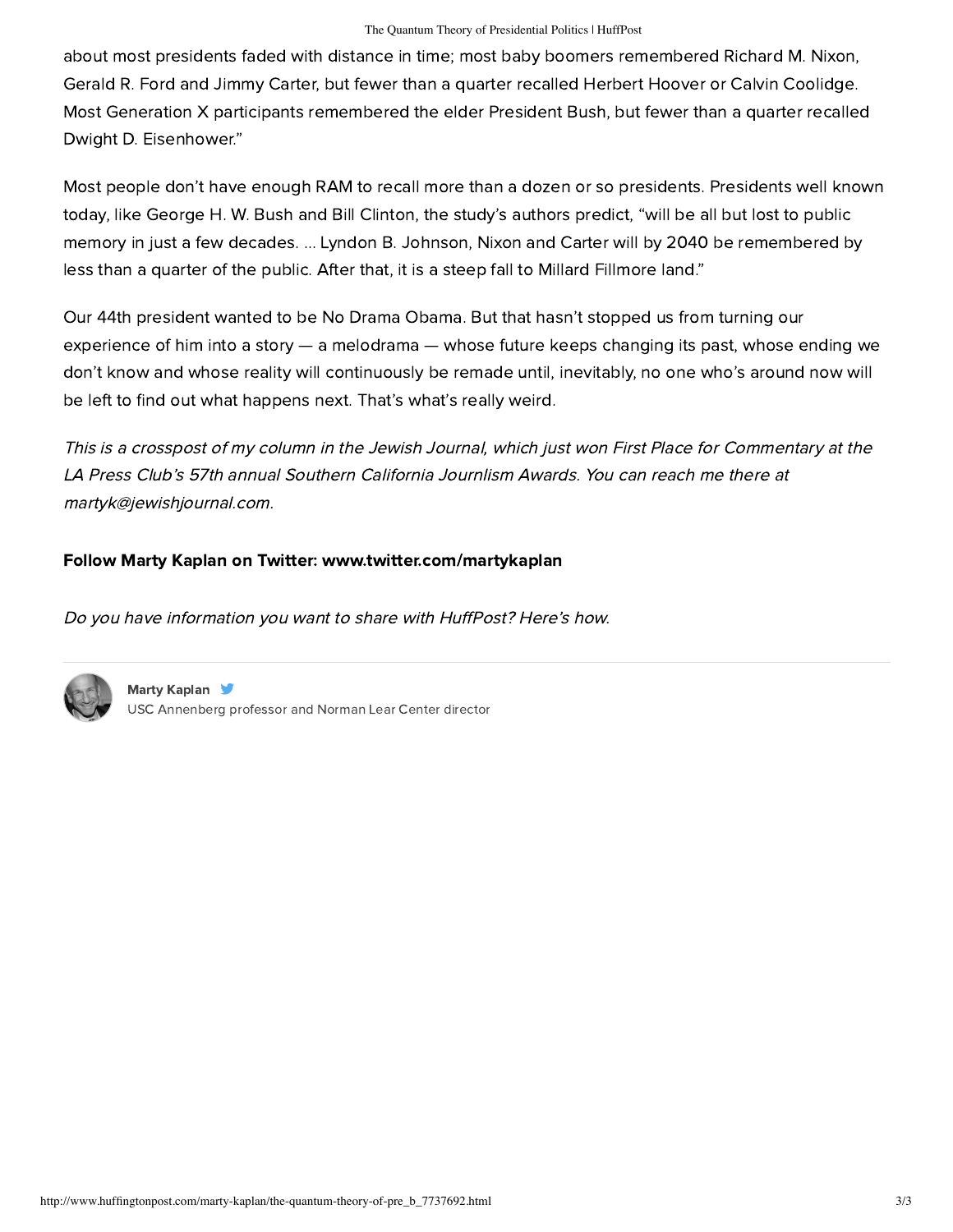about most presidents faded with distance in time; most baby boomers remembered Richard M. Nixon, Gerald R. Ford and Jimmy Carter, but fewer than a quarter recalled Herbert Hoover or Calvin Coolidge. Most Generation X participants remembered the elder President Bush, but fewer than a quarter recalled Dwight D. Eisenhower."

Most people don't have enough RAM to recall more than a dozen or so presidents. Presidents well known today, like George H. W. Bush and Bill Clinton, the study's authors predict, "will be all but lost to public memory in just a few decades. ... Lyndon B. Johnson, Nixon and Carter will by 2040 be remembered by less than a quarter of the public. After that, it is a steep fall to Millard Fillmore land."

Our 44th president wanted to be No Drama Obama. But that hasn't stopped us from turning our experience of him into a story — a melodrama — whose future keeps changing its past, whose ending we don't know and whose reality will continuously be remade until, inevitably, no one who's around now will be left to find out what happens next. That's what's really weird.

*This is a crosspost of my column in the Jewish Journal, which just won First Place for Commentary at the LA Press Club's 57th annual Southern California Journlism Awards. You can reach me there at martyk@jewishjournal.com.*

**Follow Marty Kaplan on Twitter: www.twitter.com/martykaplan**

*Do you have information you want to share with HuffPost? Here's how.*

**Marty Kaplan**
USC Annenberg professor and Norman Lear Center director